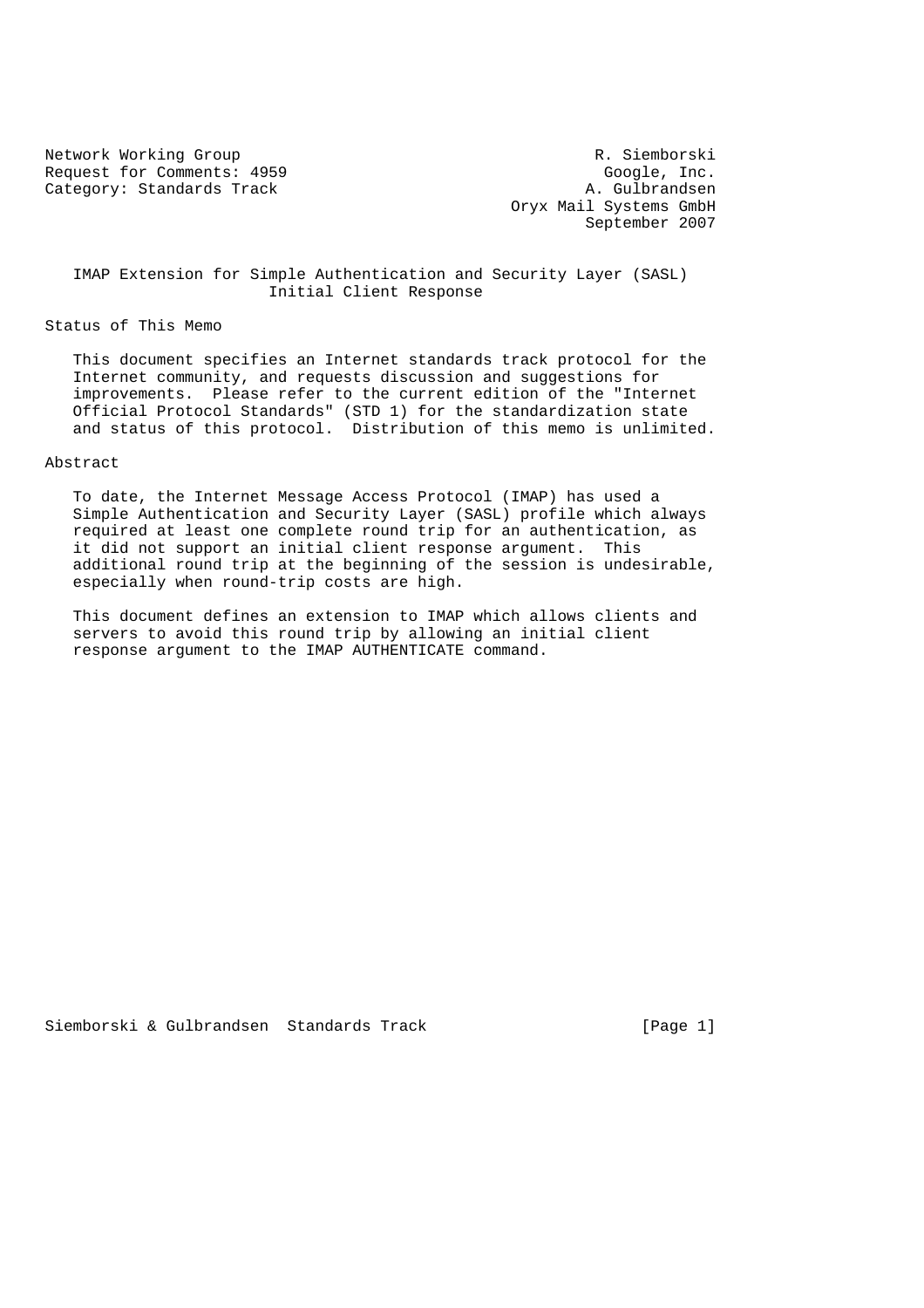Network Working Group R. Siemborski
Request for Comments: 4959 Google, Inc.
Category: Standards Track A. Gulbrandsen
Oryx Mail Systems GmbH
September 2007

# IMAP Extension for Simple Authentication and Security Layer (SASL) Initial Client Response

## Status of This Memo

This document specifies an Internet standards track protocol for the Internet community, and requests discussion and suggestions for improvements. Please refer to the current edition of the "Internet Official Protocol Standards" (STD 1) for the standardization state and status of this protocol. Distribution of this memo is unlimited.

## Abstract

To date, the Internet Message Access Protocol (IMAP) has used a Simple Authentication and Security Layer (SASL) profile which always required at least one complete round trip for an authentication, as it did not support an initial client response argument. This additional round trip at the beginning of the session is undesirable, especially when round-trip costs are high.

This document defines an extension to IMAP which allows clients and servers to avoid this round trip by allowing an initial client response argument to the IMAP AUTHENTICATE command.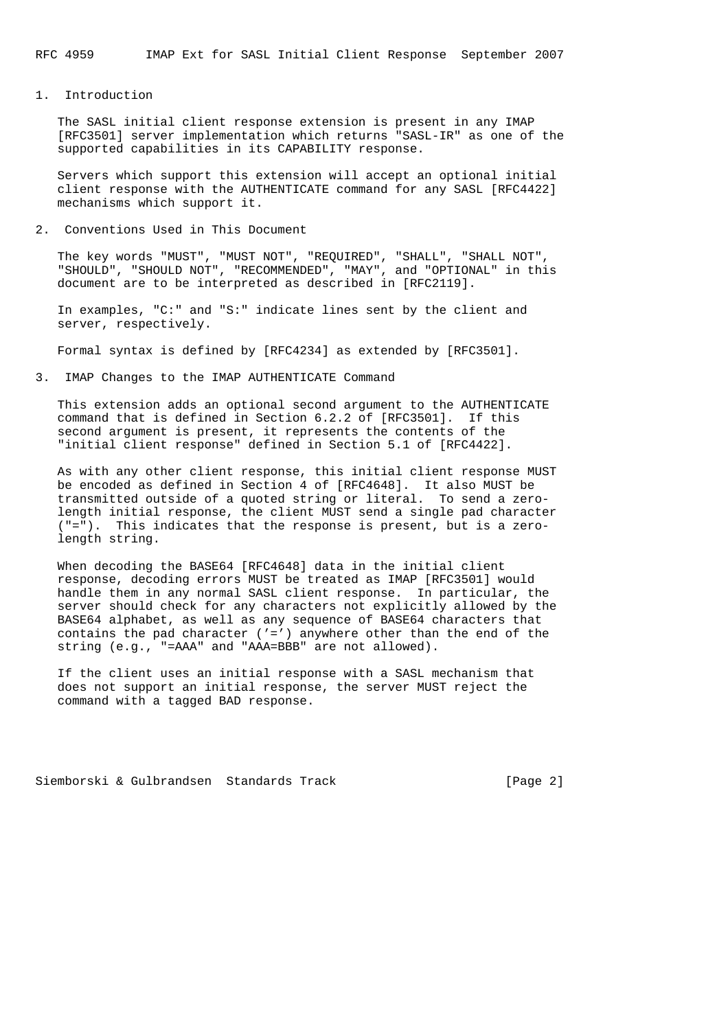## 1. Introduction

The SASL initial client response extension is present in any IMAP [RFC3501] server implementation which returns "SASL-IR" as one of the supported capabilities in its CAPABILITY response.

Servers which support this extension will accept an optional initial client response with the AUTHENTICATE command for any SASL [RFC4422] mechanisms which support it.

## 2. Conventions Used in This Document

The key words "MUST", "MUST NOT", "REQUIRED", "SHALL", "SHALL NOT", "SHOULD", "SHOULD NOT", "RECOMMENDED", "MAY", and "OPTIONAL" in this document are to be interpreted as described in [RFC2119].

In examples, "C:" and "S:" indicate lines sent by the client and server, respectively.

Formal syntax is defined by [RFC4234] as extended by [RFC3501].

## 3. IMAP Changes to the IMAP AUTHENTICATE Command

This extension adds an optional second argument to the AUTHENTICATE command that is defined in Section 6.2.2 of [RFC3501]. If this second argument is present, it represents the contents of the "initial client response" defined in Section 5.1 of [RFC4422].

As with any other client response, this initial client response MUST be encoded as defined in Section 4 of [RFC4648]. It also MUST be transmitted outside of a quoted string or literal. To send a zero-length initial response, the client MUST send a single pad character ("="). This indicates that the response is present, but is a zero-length string.

When decoding the BASE64 [RFC4648] data in the initial client response, decoding errors MUST be treated as IMAP [RFC3501] would handle them in any normal SASL client response. In particular, the server should check for any characters not explicitly allowed by the BASE64 alphabet, as well as any sequence of BASE64 characters that contains the pad character ('=') anywhere other than the end of the string (e.g., "=AAA" and "AAA=BBB" are not allowed).

If the client uses an initial response with a SASL mechanism that does not support an initial response, the server MUST reject the command with a tagged BAD response.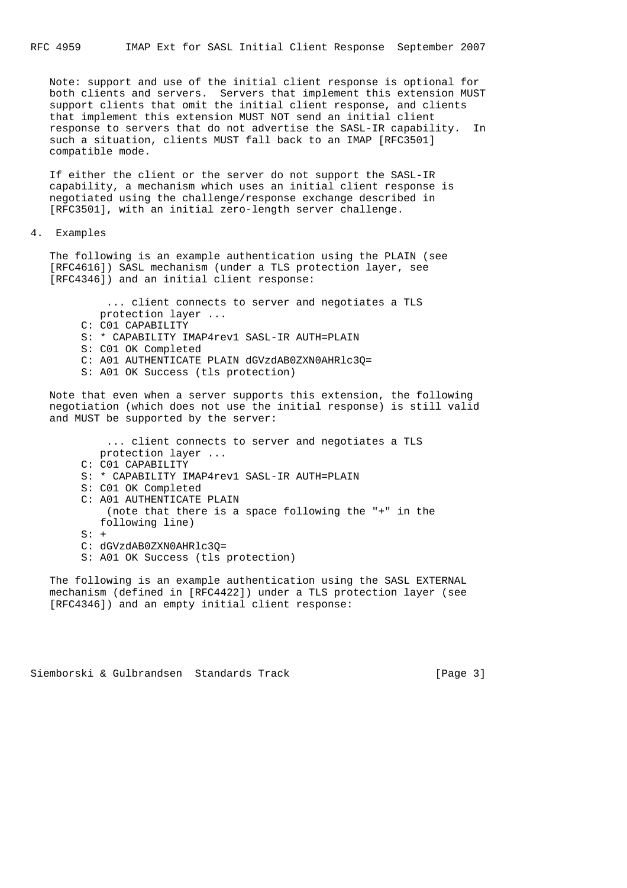Note: support and use of the initial client response is optional for both clients and servers. Servers that implement this extension MUST support clients that omit the initial client response, and clients that implement this extension MUST NOT send an initial client response to servers that do not advertise the SASL-IR capability. In such a situation, clients MUST fall back to an IMAP [RFC3501] compatible mode.

If either the client or the server do not support the SASL-IR capability, a mechanism which uses an initial client response is negotiated using the challenge/response exchange described in [RFC3501], with an initial zero-length server challenge.

## 4. Examples

The following is an example authentication using the PLAIN (see [RFC4616]) SASL mechanism (under a TLS protection layer, see [RFC4346]) and an initial client response:

```
     ... client connects to server and negotiates a TLS
    protection layer ...
C: C01 CAPABILITY
S: * CAPABILITY IMAP4rev1 SASL-IR AUTH=PLAIN
S: C01 OK Completed
C: A01 AUTHENTICATE PLAIN dGVzdAB0ZXN0AHRlc3Q=
S: A01 OK Success (tls protection)
```

Note that even when a server supports this extension, the following negotiation (which does not use the initial response) is still valid and MUST be supported by the server:

```
     ... client connects to server and negotiates a TLS
    protection layer ...
C: C01 CAPABILITY
S: * CAPABILITY IMAP4rev1 SASL-IR AUTH=PLAIN
S: C01 OK Completed
C: A01 AUTHENTICATE PLAIN
     (note that there is a space following the "+" in the
    following line)
S: + 
C: dGVzdAB0ZXN0AHRlc3Q=
S: A01 OK Success (tls protection)
```

The following is an example authentication using the SASL EXTERNAL mechanism (defined in [RFC4422]) under a TLS protection layer (see [RFC4346]) and an empty initial client response: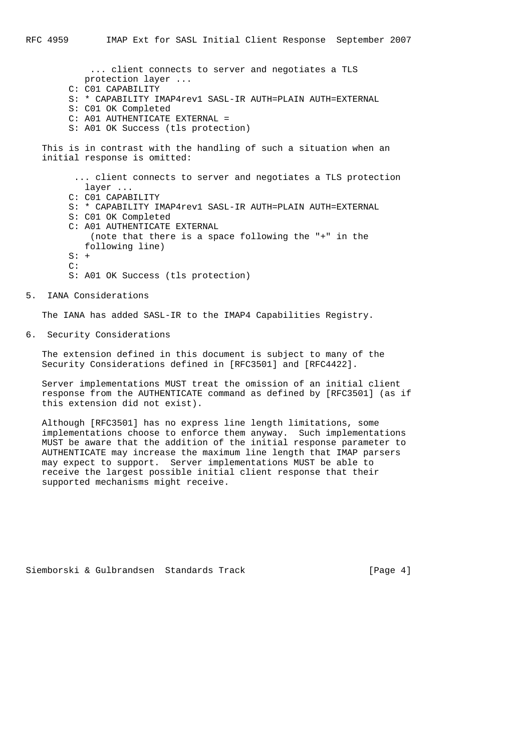```
   ... client connects to server and negotiates a TLS
   protection layer ...
C: C01 CAPABILITY
S: * CAPABILITY IMAP4rev1 SASL-IR AUTH=PLAIN AUTH=EXTERNAL
S: C01 OK Completed
C: A01 AUTHENTICATE EXTERNAL =
S: A01 OK Success (tls protection)
```

This is in contrast with the handling of such a situation when an initial response is omitted:

```
  ... client connects to server and negotiates a TLS protection
   layer ...
C: C01 CAPABILITY
S: * CAPABILITY IMAP4rev1 SASL-IR AUTH=PLAIN AUTH=EXTERNAL
S: C01 OK Completed
C: A01 AUTHENTICATE EXTERNAL
    (note that there is a space following the "+" in the
   following line)
S: + 
C:
S: A01 OK Success (tls protection)
```

## 5. IANA Considerations

The IANA has added SASL-IR to the IMAP4 Capabilities Registry.

## 6. Security Considerations

The extension defined in this document is subject to many of the Security Considerations defined in [RFC3501] and [RFC4422].

Server implementations MUST treat the omission of an initial client response from the AUTHENTICATE command as defined by [RFC3501] (as if this extension did not exist).

Although [RFC3501] has no express line length limitations, some implementations choose to enforce them anyway. Such implementations MUST be aware that the addition of the initial response parameter to AUTHENTICATE may increase the maximum line length that IMAP parsers may expect to support. Server implementations MUST be able to receive the largest possible initial client response that their supported mechanisms might receive.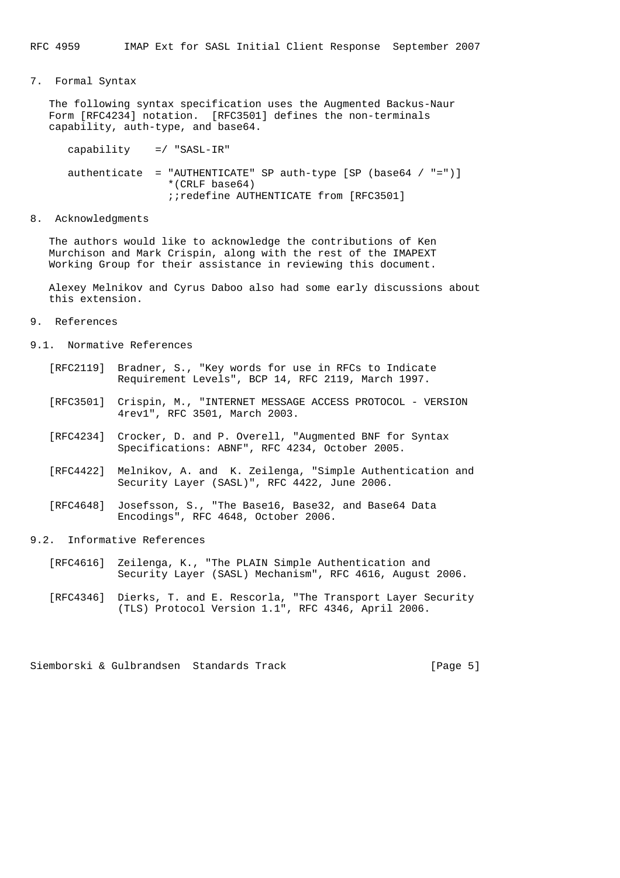## 7. Formal Syntax

The following syntax specification uses the Augmented Backus-Naur Form [RFC4234] notation. [RFC3501] defines the non-terminals capability, auth-type, and base64.

```
capability    =/ "SASL-IR"

authenticate  = "AUTHENTICATE" SP auth-type [SP (base64 / "=")]
                 *(CRLF base64)
                 ;;redefine AUTHENTICATE from [RFC3501]
```

## 8. Acknowledgments

The authors would like to acknowledge the contributions of Ken Murchison and Mark Crispin, along with the rest of the IMAPEXT Working Group for their assistance in reviewing this document.

Alexey Melnikov and Cyrus Daboo also had some early discussions about this extension.

## 9. References

### 9.1. Normative References

[RFC2119] Bradner, S., "Key words for use in RFCs to Indicate Requirement Levels", BCP 14, RFC 2119, March 1997.

[RFC3501] Crispin, M., "INTERNET MESSAGE ACCESS PROTOCOL - VERSION 4rev1", RFC 3501, March 2003.

[RFC4234] Crocker, D. and P. Overell, "Augmented BNF for Syntax Specifications: ABNF", RFC 4234, October 2005.

[RFC4422] Melnikov, A. and K. Zeilenga, "Simple Authentication and Security Layer (SASL)", RFC 4422, June 2006.

[RFC4648] Josefsson, S., "The Base16, Base32, and Base64 Data Encodings", RFC 4648, October 2006.

### 9.2. Informative References

[RFC4616] Zeilenga, K., "The PLAIN Simple Authentication and Security Layer (SASL) Mechanism", RFC 4616, August 2006.

[RFC4346] Dierks, T. and E. Rescorla, "The Transport Layer Security (TLS) Protocol Version 1.1", RFC 4346, April 2006.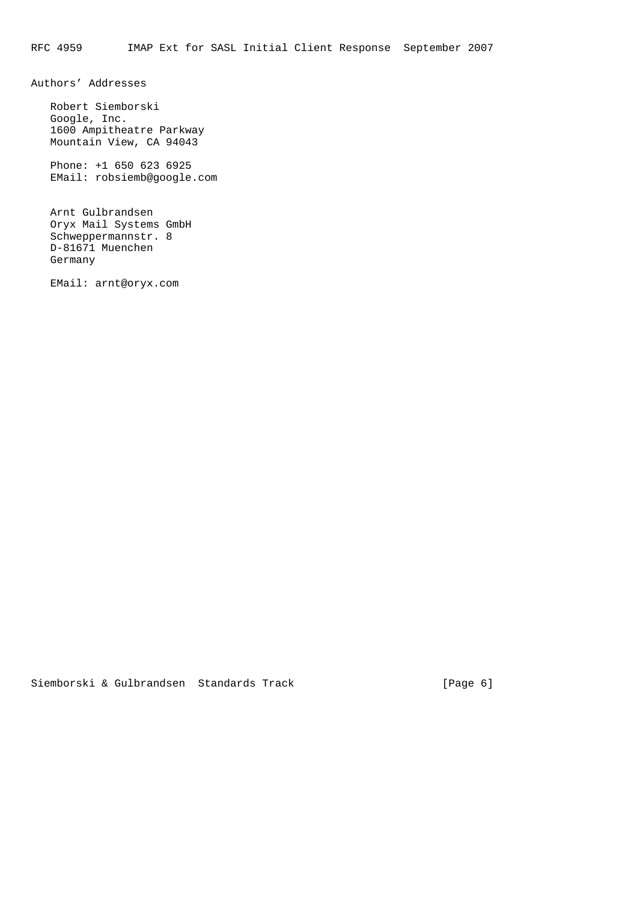## Authors' Addresses

Robert Siemborski
Google, Inc.
1600 Ampitheatre Parkway
Mountain View, CA 94043

Phone: +1 650 623 6925
EMail: robsiemb@google.com

Arnt Gulbrandsen
Oryx Mail Systems GmbH
Schweppermannstr. 8
D-81671 Muenchen
Germany

EMail: arnt@oryx.com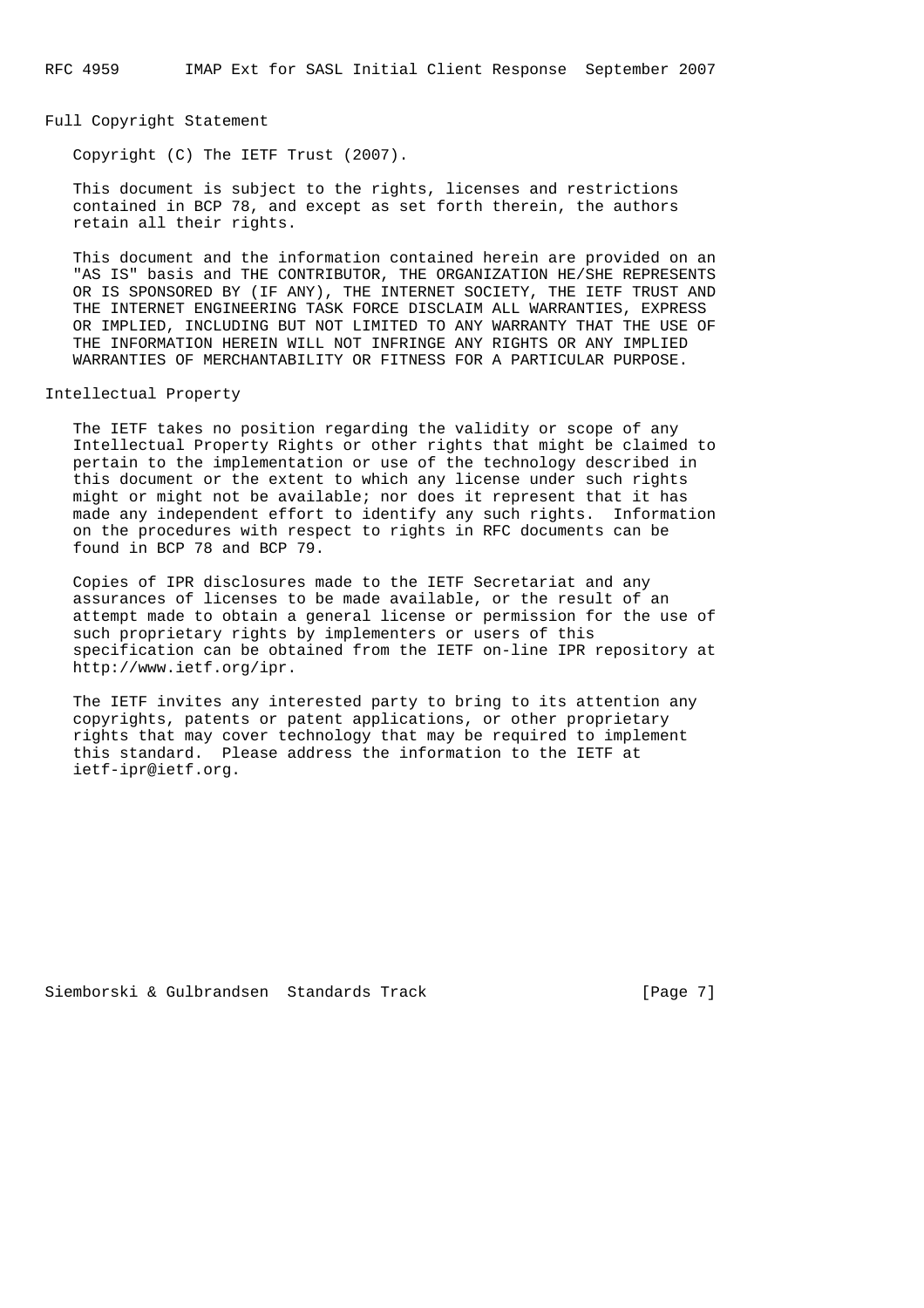## Full Copyright Statement

Copyright (C) The IETF Trust (2007).

This document is subject to the rights, licenses and restrictions contained in BCP 78, and except as set forth therein, the authors retain all their rights.

This document and the information contained herein are provided on an "AS IS" basis and THE CONTRIBUTOR, THE ORGANIZATION HE/SHE REPRESENTS OR IS SPONSORED BY (IF ANY), THE INTERNET SOCIETY, THE IETF TRUST AND THE INTERNET ENGINEERING TASK FORCE DISCLAIM ALL WARRANTIES, EXPRESS OR IMPLIED, INCLUDING BUT NOT LIMITED TO ANY WARRANTY THAT THE USE OF THE INFORMATION HEREIN WILL NOT INFRINGE ANY RIGHTS OR ANY IMPLIED WARRANTIES OF MERCHANTABILITY OR FITNESS FOR A PARTICULAR PURPOSE.

## Intellectual Property

The IETF takes no position regarding the validity or scope of any Intellectual Property Rights or other rights that might be claimed to pertain to the implementation or use of the technology described in this document or the extent to which any license under such rights might or might not be available; nor does it represent that it has made any independent effort to identify any such rights. Information on the procedures with respect to rights in RFC documents can be found in BCP 78 and BCP 79.

Copies of IPR disclosures made to the IETF Secretariat and any assurances of licenses to be made available, or the result of an attempt made to obtain a general license or permission for the use of such proprietary rights by implementers or users of this specification can be obtained from the IETF on-line IPR repository at http://www.ietf.org/ipr.

The IETF invites any interested party to bring to its attention any copyrights, patents or patent applications, or other proprietary rights that may cover technology that may be required to implement this standard. Please address the information to the IETF at ietf-ipr@ietf.org.